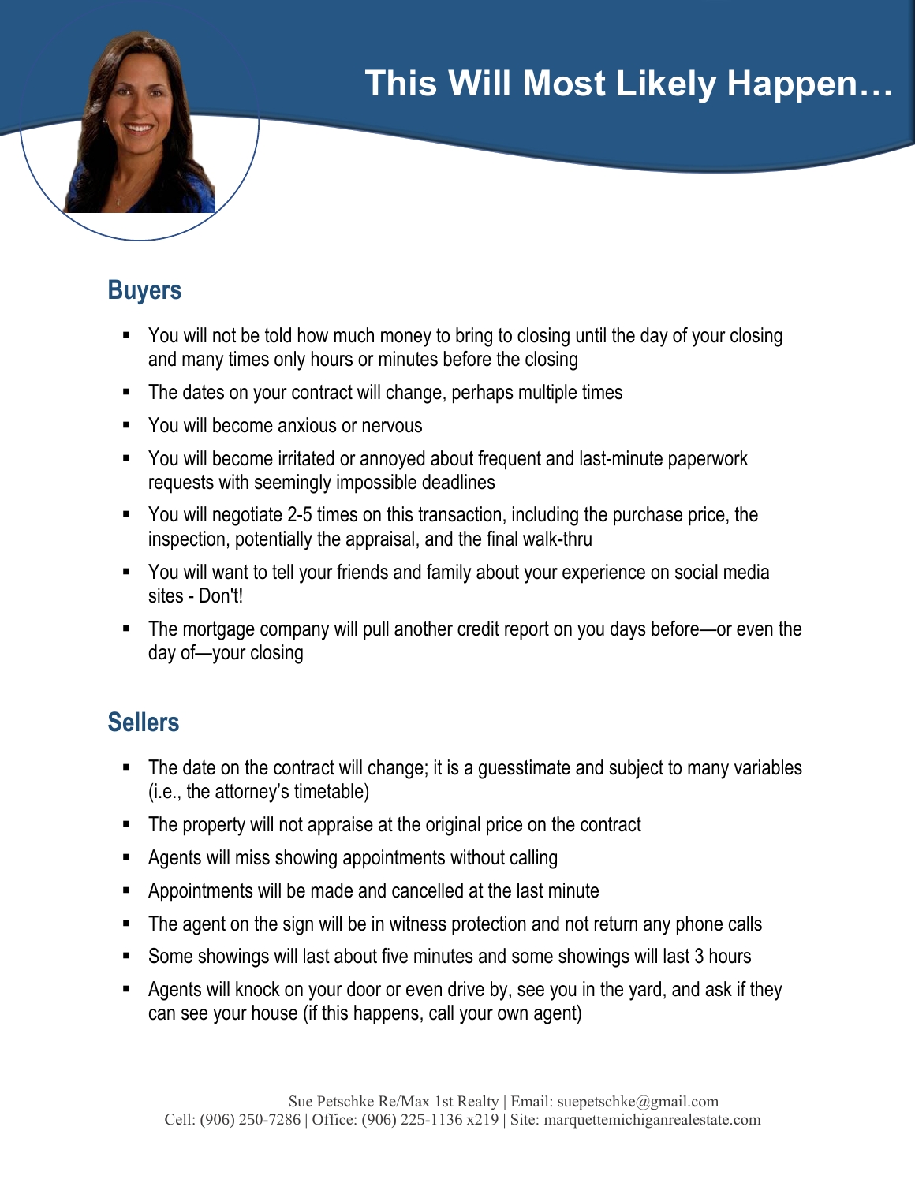# This Will Most Likely Happen…

## Buyers

- You will not be told how much money to bring to closing until the day of your closing and many times only hours or minutes before the closing
- The dates on your contract will change, perhaps multiple times
- You will become anxious or nervous
- You will become irritated or annoyed about frequent and last-minute paperwork requests with seemingly impossible deadlines
- You will negotiate 2-5 times on this transaction, including the purchase price, the inspection, potentially the appraisal, and the final walk-thru
- You will want to tell your friends and family about your experience on social media sites - Don't!
- The mortgage company will pull another credit report on you days before—or even the day of—your closing

## Sellers

- The date on the contract will change; it is a guesstimate and subject to many variables (i.e., the attorney's timetable)
- The property will not appraise at the original price on the contract
- Agents will miss showing appointments without calling
- Appointments will be made and cancelled at the last minute
- The agent on the sign will be in witness protection and not return any phone calls
- Some showings will last about five minutes and some showings will last 3 hours
- Agents will knock on your door or even drive by, see you in the yard, and ask if they can see your house (if this happens, call your own agent)

Sue Petschke Re/Max 1st Realty | Email: suepetschke@gmail.com
Cell: (906) 250-7286 | Office: (906) 225-1136 x219 | Site: marquettemichiganrealestate.com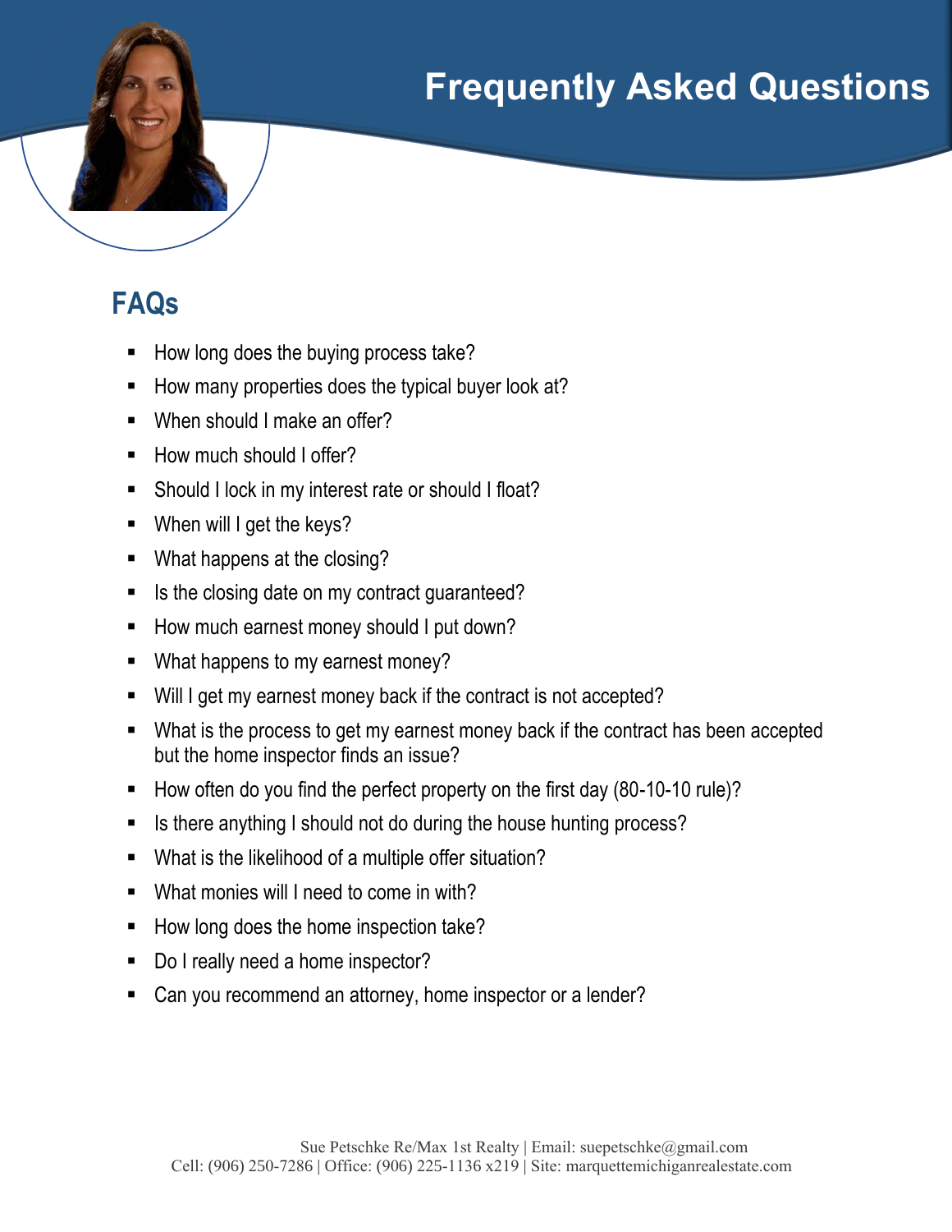# Frequently Asked Questions

## FAQs

- How long does the buying process take?
- How many properties does the typical buyer look at?
- When should I make an offer?
- How much should I offer?
- Should I lock in my interest rate or should I float?
- When will I get the keys?
- What happens at the closing?
- Is the closing date on my contract guaranteed?
- How much earnest money should I put down?
- What happens to my earnest money?
- Will I get my earnest money back if the contract is not accepted?
- What is the process to get my earnest money back if the contract has been accepted but the home inspector finds an issue?
- How often do you find the perfect property on the first day (80-10-10 rule)?
- Is there anything I should not do during the house hunting process?
- What is the likelihood of a multiple offer situation?
- What monies will I need to come in with?
- How long does the home inspection take?
- Do I really need a home inspector?
- Can you recommend an attorney, home inspector or a lender?

Sue Petschke Re/Max 1st Realty | Email: suepetschke@gmail.com
Cell: (906) 250-7286 | Office: (906) 225-1136 x219 | Site: marquettemichiganrealestate.com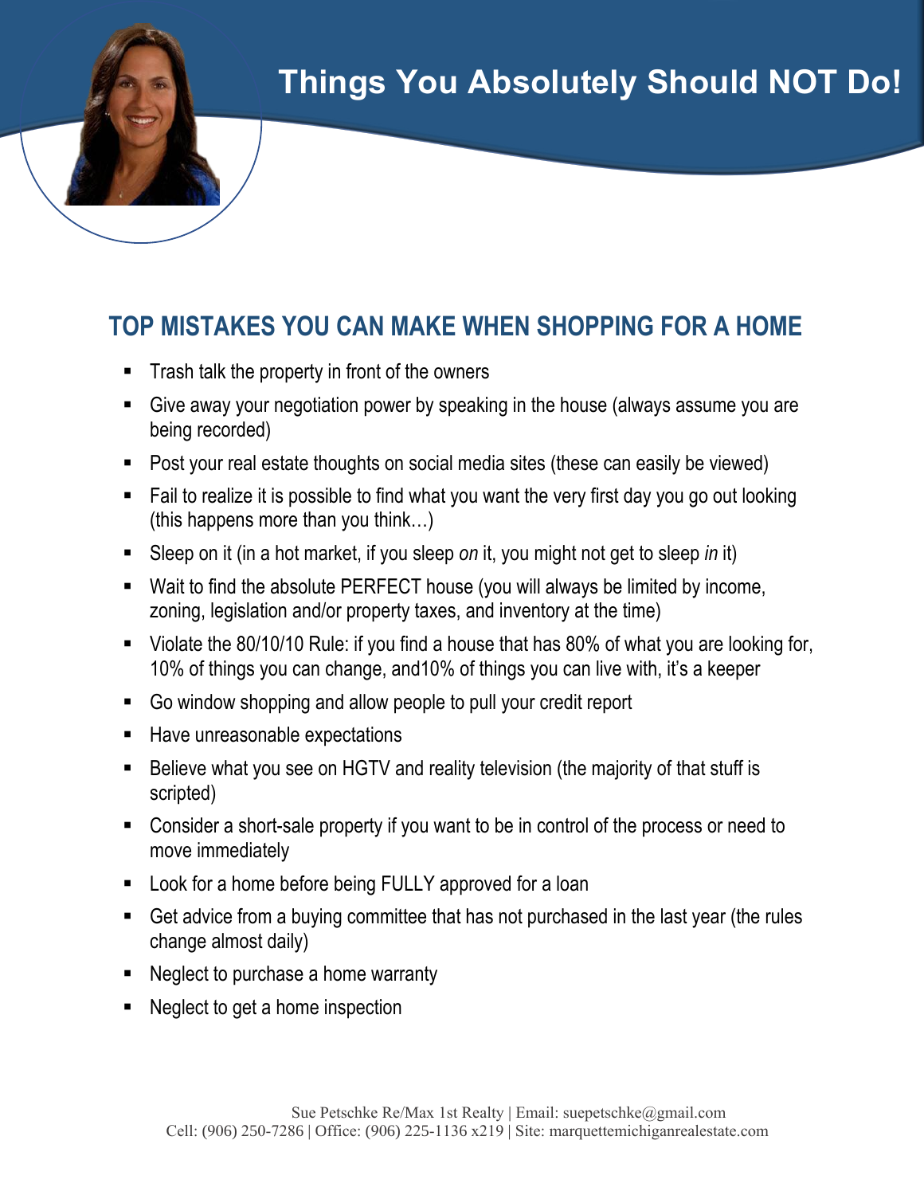# Things You Absolutely Should NOT Do!

## TOP MISTAKES YOU CAN MAKE WHEN SHOPPING FOR A HOME

- Trash talk the property in front of the owners
- Give away your negotiation power by speaking in the house (always assume you are being recorded)
- Post your real estate thoughts on social media sites (these can easily be viewed)
- Fail to realize it is possible to find what you want the very first day you go out looking (this happens more than you think…)
- Sleep on it (in a hot market, if you sleep *on* it, you might not get to sleep *in* it)
- Wait to find the absolute PERFECT house (you will always be limited by income, zoning, legislation and/or property taxes, and inventory at the time)
- Violate the 80/10/10 Rule: if you find a house that has 80% of what you are looking for, 10% of things you can change, and10% of things you can live with, it's a keeper
- Go window shopping and allow people to pull your credit report
- Have unreasonable expectations
- Believe what you see on HGTV and reality television (the majority of that stuff is scripted)
- Consider a short-sale property if you want to be in control of the process or need to move immediately
- Look for a home before being FULLY approved for a loan
- Get advice from a buying committee that has not purchased in the last year (the rules change almost daily)
- Neglect to purchase a home warranty
- Neglect to get a home inspection

Sue Petschke Re/Max 1st Realty | Email: suepetschke@gmail.com
Cell: (906) 250-7286 | Office: (906) 225-1136 x219 | Site: marquettemichiganrealestate.com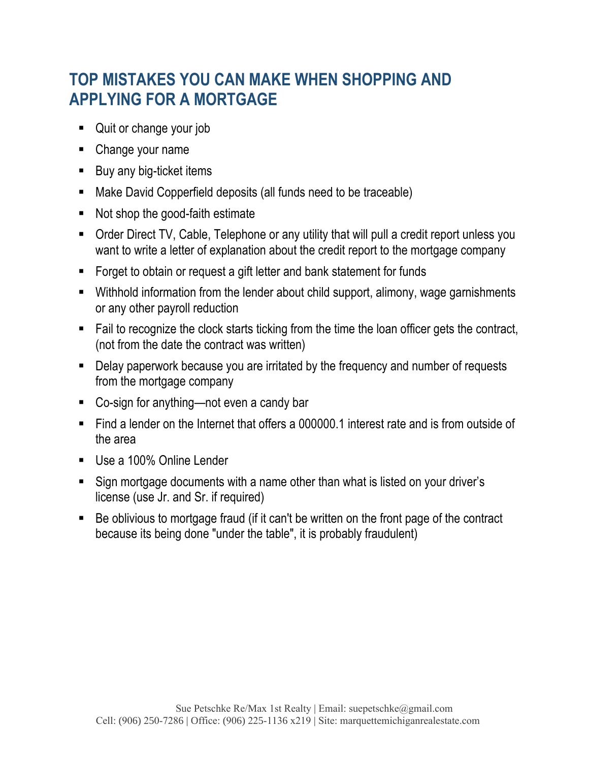# TOP MISTAKES YOU CAN MAKE WHEN SHOPPING AND APPLYING FOR A MORTGAGE

- Quit or change your job
- Change your name
- Buy any big-ticket items
- Make David Copperfield deposits (all funds need to be traceable)
- Not shop the good-faith estimate
- Order Direct TV, Cable, Telephone or any utility that will pull a credit report unless you want to write a letter of explanation about the credit report to the mortgage company
- Forget to obtain or request a gift letter and bank statement for funds
- Withhold information from the lender about child support, alimony, wage garnishments or any other payroll reduction
- Fail to recognize the clock starts ticking from the time the loan officer gets the contract, (not from the date the contract was written)
- Delay paperwork because you are irritated by the frequency and number of requests from the mortgage company
- Co-sign for anything—not even a candy bar
- Find a lender on the Internet that offers a 000000.1 interest rate and is from outside of the area
- Use a 100% Online Lender
- Sign mortgage documents with a name other than what is listed on your driver's license (use Jr. and Sr. if required)
- Be oblivious to mortgage fraud (if it can't be written on the front page of the contract because its being done "under the table", it is probably fraudulent)

Sue Petschke Re/Max 1st Realty | Email: suepetschke@gmail.com
Cell: (906) 250-7286 | Office: (906) 225-1136 x219 | Site: marquettemichiganrealestate.com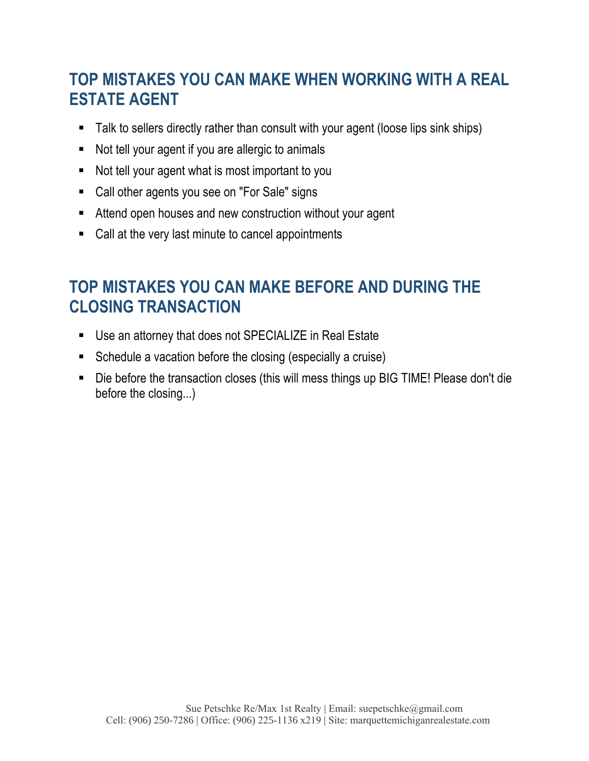## TOP MISTAKES YOU CAN MAKE WHEN WORKING WITH A REAL ESTATE AGENT

- Talk to sellers directly rather than consult with your agent (loose lips sink ships)
- Not tell your agent if you are allergic to animals
- Not tell your agent what is most important to you
- Call other agents you see on "For Sale" signs
- Attend open houses and new construction without your agent
- Call at the very last minute to cancel appointments

## TOP MISTAKES YOU CAN MAKE BEFORE AND DURING THE CLOSING TRANSACTION

- Use an attorney that does not SPECIALIZE in Real Estate
- Schedule a vacation before the closing (especially a cruise)
- Die before the transaction closes (this will mess things up BIG TIME! Please don't die before the closing...)